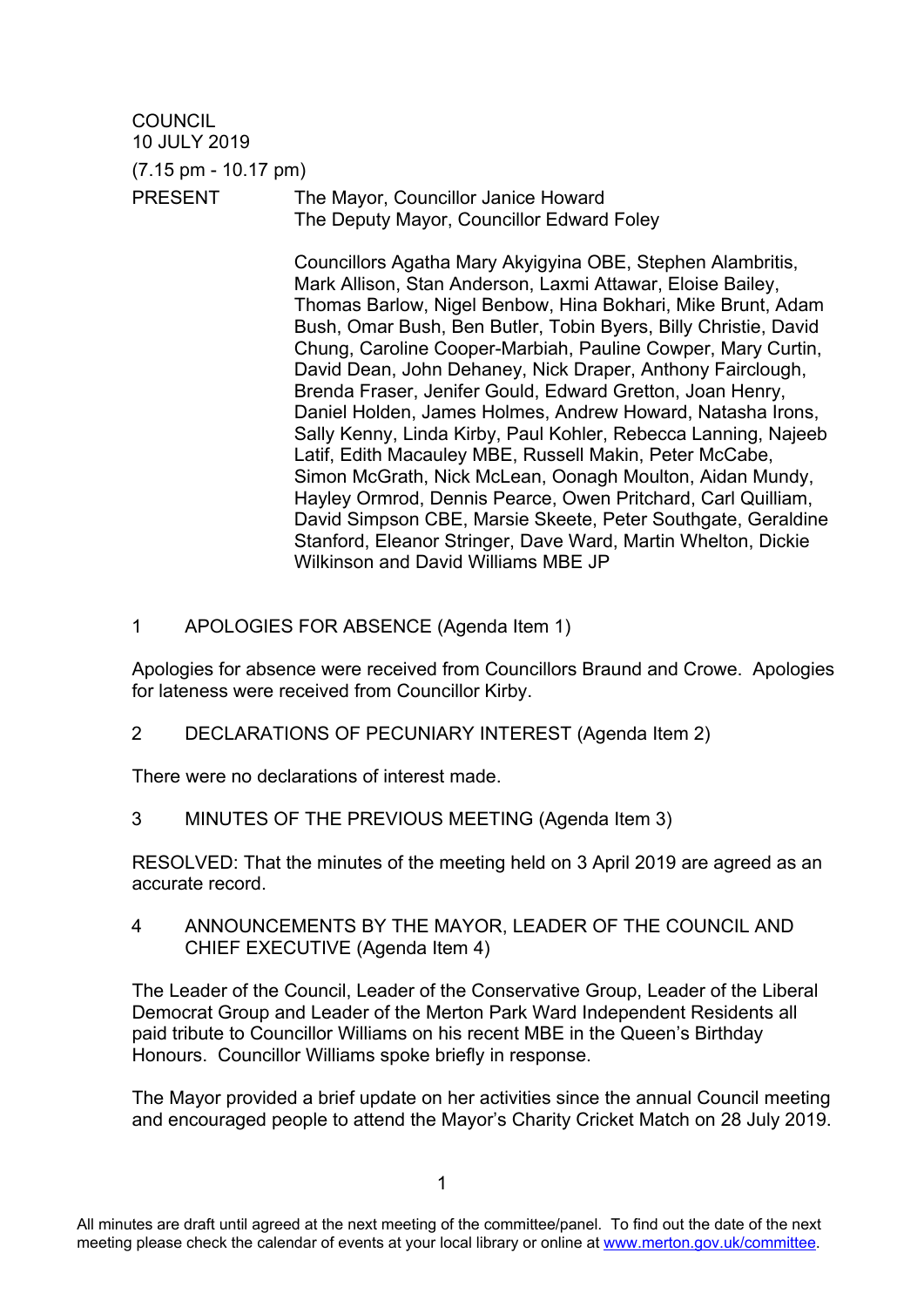COUNCIL
10 JULY 2019

(7.15 pm - 10.17 pm)

PRESENT The Mayor, Councillor Janice Howard
The Deputy Mayor, Councillor Edward Foley

Councillors Agatha Mary Akyigyina OBE, Stephen Alambritis, Mark Allison, Stan Anderson, Laxmi Attawar, Eloise Bailey, Thomas Barlow, Nigel Benbow, Hina Bokhari, Mike Brunt, Adam Bush, Omar Bush, Ben Butler, Tobin Byers, Billy Christie, David Chung, Caroline Cooper-Marbiah, Pauline Cowper, Mary Curtin, David Dean, John Dehaney, Nick Draper, Anthony Fairclough, Brenda Fraser, Jenifer Gould, Edward Gretton, Joan Henry, Daniel Holden, James Holmes, Andrew Howard, Natasha Irons, Sally Kenny, Linda Kirby, Paul Kohler, Rebecca Lanning, Najeeb Latif, Edith Macauley MBE, Russell Makin, Peter McCabe, Simon McGrath, Nick McLean, Oonagh Moulton, Aidan Mundy, Hayley Ormrod, Dennis Pearce, Owen Pritchard, Carl Quilliam, David Simpson CBE, Marsie Skeete, Peter Southgate, Geraldine Stanford, Eleanor Stringer, Dave Ward, Martin Whelton, Dickie Wilkinson and David Williams MBE JP

## 1 APOLOGIES FOR ABSENCE (Agenda Item 1)

Apologies for absence were received from Councillors Braund and Crowe. Apologies for lateness were received from Councillor Kirby.

## 2 DECLARATIONS OF PECUNIARY INTEREST (Agenda Item 2)

There were no declarations of interest made.

## 3 MINUTES OF THE PREVIOUS MEETING (Agenda Item 3)

RESOLVED: That the minutes of the meeting held on 3 April 2019 are agreed as an accurate record.

## 4 ANNOUNCEMENTS BY THE MAYOR, LEADER OF THE COUNCIL AND CHIEF EXECUTIVE (Agenda Item 4)

The Leader of the Council, Leader of the Conservative Group, Leader of the Liberal Democrat Group and Leader of the Merton Park Ward Independent Residents all paid tribute to Councillor Williams on his recent MBE in the Queen's Birthday Honours. Councillor Williams spoke briefly in response.

The Mayor provided a brief update on her activities since the annual Council meeting and encouraged people to attend the Mayor's Charity Cricket Match on 28 July 2019.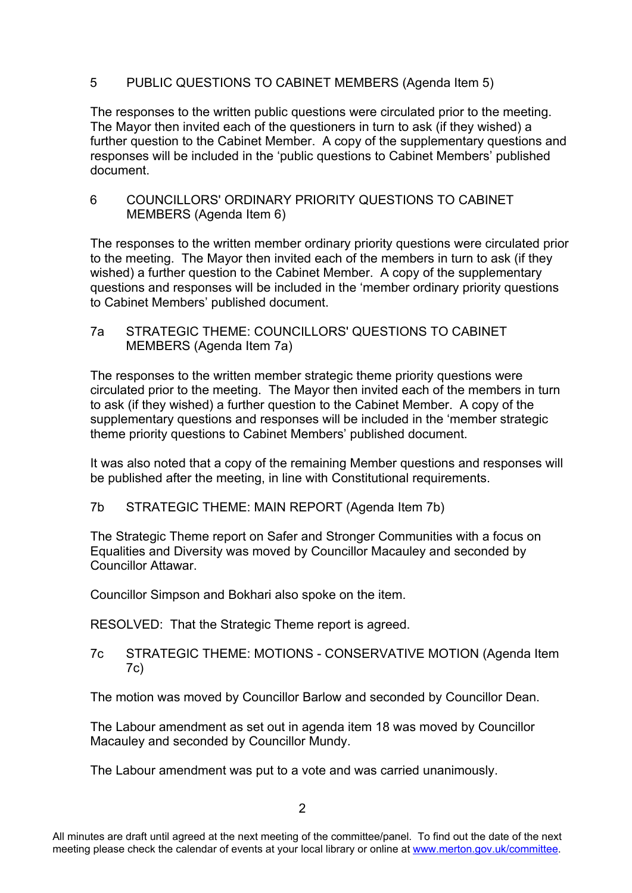## 5 PUBLIC QUESTIONS TO CABINET MEMBERS (Agenda Item 5)

The responses to the written public questions were circulated prior to the meeting. The Mayor then invited each of the questioners in turn to ask (if they wished) a further question to the Cabinet Member. A copy of the supplementary questions and responses will be included in the 'public questions to Cabinet Members' published document.

## 6 COUNCILLORS' ORDINARY PRIORITY QUESTIONS TO CABINET MEMBERS (Agenda Item 6)

The responses to the written member ordinary priority questions were circulated prior to the meeting. The Mayor then invited each of the members in turn to ask (if they wished) a further question to the Cabinet Member. A copy of the supplementary questions and responses will be included in the 'member ordinary priority questions to Cabinet Members' published document.

## 7a STRATEGIC THEME: COUNCILLORS' QUESTIONS TO CABINET MEMBERS (Agenda Item 7a)

The responses to the written member strategic theme priority questions were circulated prior to the meeting. The Mayor then invited each of the members in turn to ask (if they wished) a further question to the Cabinet Member. A copy of the supplementary questions and responses will be included in the 'member strategic theme priority questions to Cabinet Members' published document.

It was also noted that a copy of the remaining Member questions and responses will be published after the meeting, in line with Constitutional requirements.

## 7b STRATEGIC THEME: MAIN REPORT (Agenda Item 7b)

The Strategic Theme report on Safer and Stronger Communities with a focus on Equalities and Diversity was moved by Councillor Macauley and seconded by Councillor Attawar.

Councillor Simpson and Bokhari also spoke on the item.

RESOLVED: That the Strategic Theme report is agreed.

## 7c STRATEGIC THEME: MOTIONS - CONSERVATIVE MOTION (Agenda Item 7c)

The motion was moved by Councillor Barlow and seconded by Councillor Dean.

The Labour amendment as set out in agenda item 18 was moved by Councillor Macauley and seconded by Councillor Mundy.

The Labour amendment was put to a vote and was carried unanimously.

All minutes are draft until agreed at the next meeting of the committee/panel. To find out the date of the next meeting please check the calendar of events at your local library or online at www.merton.gov.uk/committee.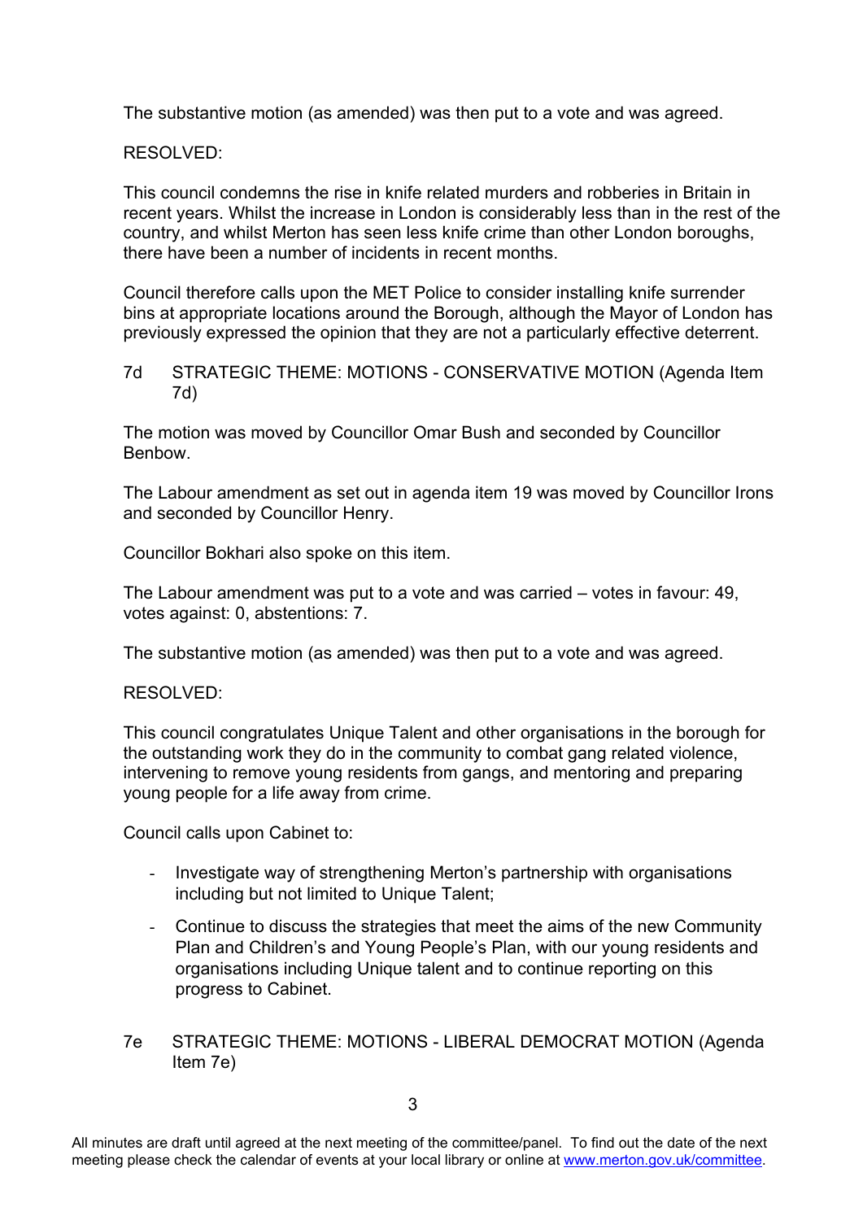The substantive motion (as amended) was then put to a vote and was agreed.

RESOLVED:

This council condemns the rise in knife related murders and robberies in Britain in recent years. Whilst the increase in London is considerably less than in the rest of the country, and whilst Merton has seen less knife crime than other London boroughs, there have been a number of incidents in recent months.

Council therefore calls upon the MET Police to consider installing knife surrender bins at appropriate locations around the Borough, although the Mayor of London has previously expressed the opinion that they are not a particularly effective deterrent.

## 7d STRATEGIC THEME: MOTIONS - CONSERVATIVE MOTION (Agenda Item 7d)

The motion was moved by Councillor Omar Bush and seconded by Councillor Benbow.

The Labour amendment as set out in agenda item 19 was moved by Councillor Irons and seconded by Councillor Henry.

Councillor Bokhari also spoke on this item.

The Labour amendment was put to a vote and was carried – votes in favour: 49, votes against: 0, abstentions: 7.

The substantive motion (as amended) was then put to a vote and was agreed.

RESOLVED:

This council congratulates Unique Talent and other organisations in the borough for the outstanding work they do in the community to combat gang related violence, intervening to remove young residents from gangs, and mentoring and preparing young people for a life away from crime.

Council calls upon Cabinet to:

- Investigate way of strengthening Merton's partnership with organisations including but not limited to Unique Talent;
- Continue to discuss the strategies that meet the aims of the new Community Plan and Children's and Young People's Plan, with our young residents and organisations including Unique talent and to continue reporting on this progress to Cabinet.

## 7e STRATEGIC THEME: MOTIONS - LIBERAL DEMOCRAT MOTION (Agenda Item 7e)

All minutes are draft until agreed at the next meeting of the committee/panel. To find out the date of the next meeting please check the calendar of events at your local library or online at www.merton.gov.uk/committee.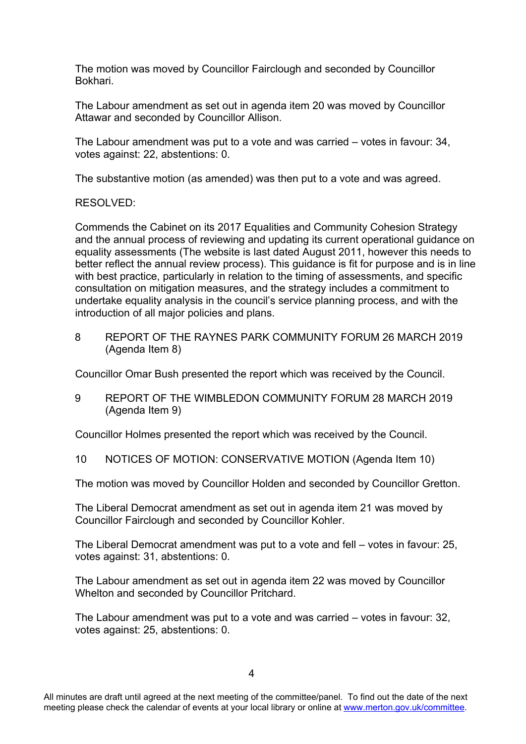The motion was moved by Councillor Fairclough and seconded by Councillor Bokhari.

The Labour amendment as set out in agenda item 20 was moved by Councillor Attawar and seconded by Councillor Allison.

The Labour amendment was put to a vote and was carried – votes in favour: 34, votes against: 22, abstentions: 0.

The substantive motion (as amended) was then put to a vote and was agreed.

RESOLVED:

Commends the Cabinet on its 2017 Equalities and Community Cohesion Strategy and the annual process of reviewing and updating its current operational guidance on equality assessments (The website is last dated August 2011, however this needs to better reflect the annual review process). This guidance is fit for purpose and is in line with best practice, particularly in relation to the timing of assessments, and specific consultation on mitigation measures, and the strategy includes a commitment to undertake equality analysis in the council's service planning process, and with the introduction of all major policies and plans.

## 8 REPORT OF THE RAYNES PARK COMMUNITY FORUM 26 MARCH 2019 (Agenda Item 8)

Councillor Omar Bush presented the report which was received by the Council.

## 9 REPORT OF THE WIMBLEDON COMMUNITY FORUM 28 MARCH 2019 (Agenda Item 9)

Councillor Holmes presented the report which was received by the Council.

## 10 NOTICES OF MOTION: CONSERVATIVE MOTION (Agenda Item 10)

The motion was moved by Councillor Holden and seconded by Councillor Gretton.

The Liberal Democrat amendment as set out in agenda item 21 was moved by Councillor Fairclough and seconded by Councillor Kohler.

The Liberal Democrat amendment was put to a vote and fell – votes in favour: 25, votes against: 31, abstentions: 0.

The Labour amendment as set out in agenda item 22 was moved by Councillor Whelton and seconded by Councillor Pritchard.

The Labour amendment was put to a vote and was carried – votes in favour: 32, votes against: 25, abstentions: 0.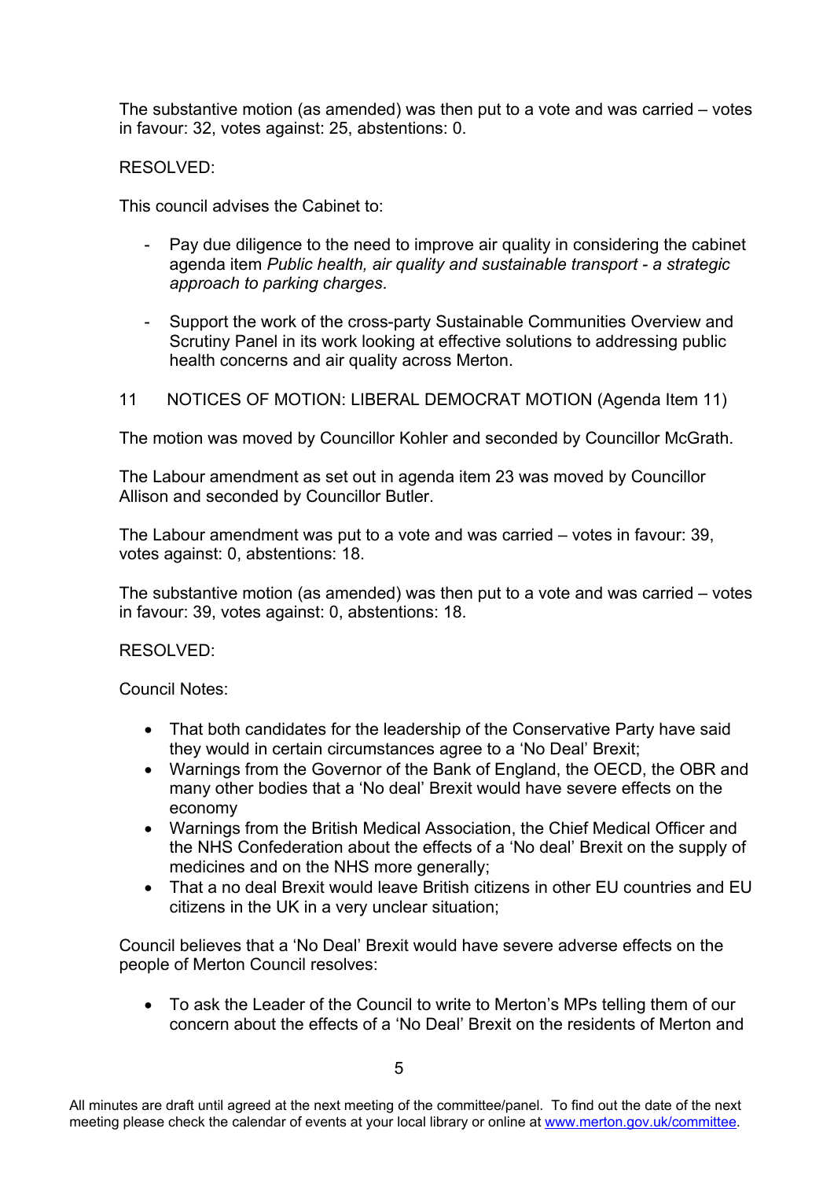The substantive motion (as amended) was then put to a vote and was carried – votes in favour: 32, votes against: 25, abstentions: 0.

RESOLVED:

This council advises the Cabinet to:

- Pay due diligence to the need to improve air quality in considering the cabinet agenda item *Public health, air quality and sustainable transport - a strategic approach to parking charges*.

- Support the work of the cross-party Sustainable Communities Overview and Scrutiny Panel in its work looking at effective solutions to addressing public health concerns and air quality across Merton.

## 11 NOTICES OF MOTION: LIBERAL DEMOCRAT MOTION (Agenda Item 11)

The motion was moved by Councillor Kohler and seconded by Councillor McGrath.

The Labour amendment as set out in agenda item 23 was moved by Councillor Allison and seconded by Councillor Butler.

The Labour amendment was put to a vote and was carried – votes in favour: 39, votes against: 0, abstentions: 18.

The substantive motion (as amended) was then put to a vote and was carried – votes in favour: 39, votes against: 0, abstentions: 18.

RESOLVED:

Council Notes:

- That both candidates for the leadership of the Conservative Party have said they would in certain circumstances agree to a 'No Deal' Brexit;
- Warnings from the Governor of the Bank of England, the OECD, the OBR and many other bodies that a 'No deal' Brexit would have severe effects on the economy
- Warnings from the British Medical Association, the Chief Medical Officer and the NHS Confederation about the effects of a 'No deal' Brexit on the supply of medicines and on the NHS more generally;
- That a no deal Brexit would leave British citizens in other EU countries and EU citizens in the UK in a very unclear situation;

Council believes that a 'No Deal' Brexit would have severe adverse effects on the people of Merton Council resolves:

- To ask the Leader of the Council to write to Merton's MPs telling them of our concern about the effects of a 'No Deal' Brexit on the residents of Merton and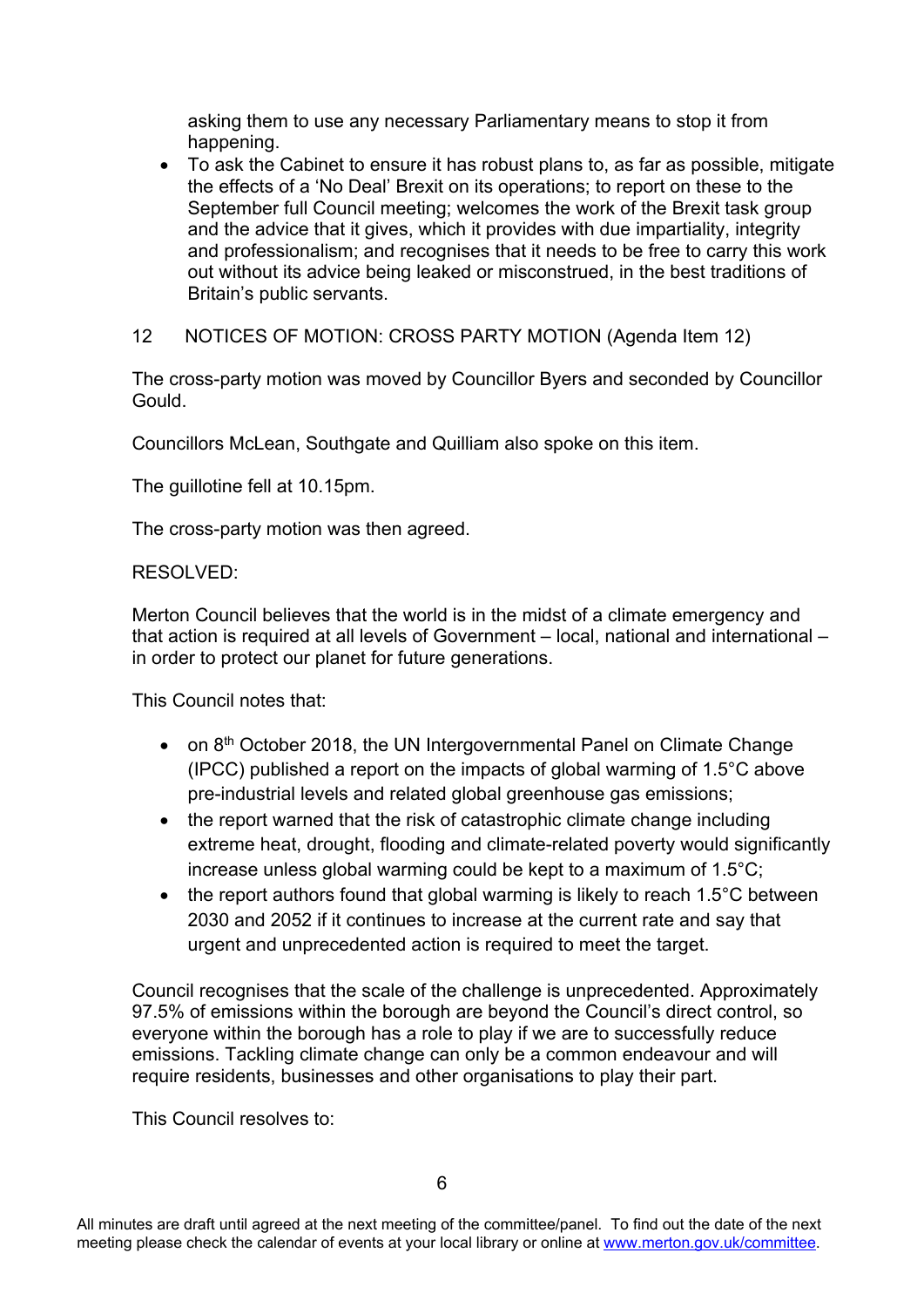asking them to use any necessary Parliamentary means to stop it from happening.

- To ask the Cabinet to ensure it has robust plans to, as far as possible, mitigate the effects of a 'No Deal' Brexit on its operations; to report on these to the September full Council meeting; welcomes the work of the Brexit task group and the advice that it gives, which it provides with due impartiality, integrity and professionalism; and recognises that it needs to be free to carry this work out without its advice being leaked or misconstrued, in the best traditions of Britain's public servants.

12 NOTICES OF MOTION: CROSS PARTY MOTION (Agenda Item 12)

The cross-party motion was moved by Councillor Byers and seconded by Councillor Gould.

Councillors McLean, Southgate and Quilliam also spoke on this item.

The guillotine fell at 10.15pm.

The cross-party motion was then agreed.

RESOLVED:

Merton Council believes that the world is in the midst of a climate emergency and that action is required at all levels of Government – local, national and international – in order to protect our planet for future generations.

This Council notes that:

- on 8th October 2018, the UN Intergovernmental Panel on Climate Change (IPCC) published a report on the impacts of global warming of 1.5°C above pre-industrial levels and related global greenhouse gas emissions;
- the report warned that the risk of catastrophic climate change including extreme heat, drought, flooding and climate-related poverty would significantly increase unless global warming could be kept to a maximum of 1.5°C;
- the report authors found that global warming is likely to reach 1.5°C between 2030 and 2052 if it continues to increase at the current rate and say that urgent and unprecedented action is required to meet the target.

Council recognises that the scale of the challenge is unprecedented. Approximately 97.5% of emissions within the borough are beyond the Council's direct control, so everyone within the borough has a role to play if we are to successfully reduce emissions. Tackling climate change can only be a common endeavour and will require residents, businesses and other organisations to play their part.

This Council resolves to: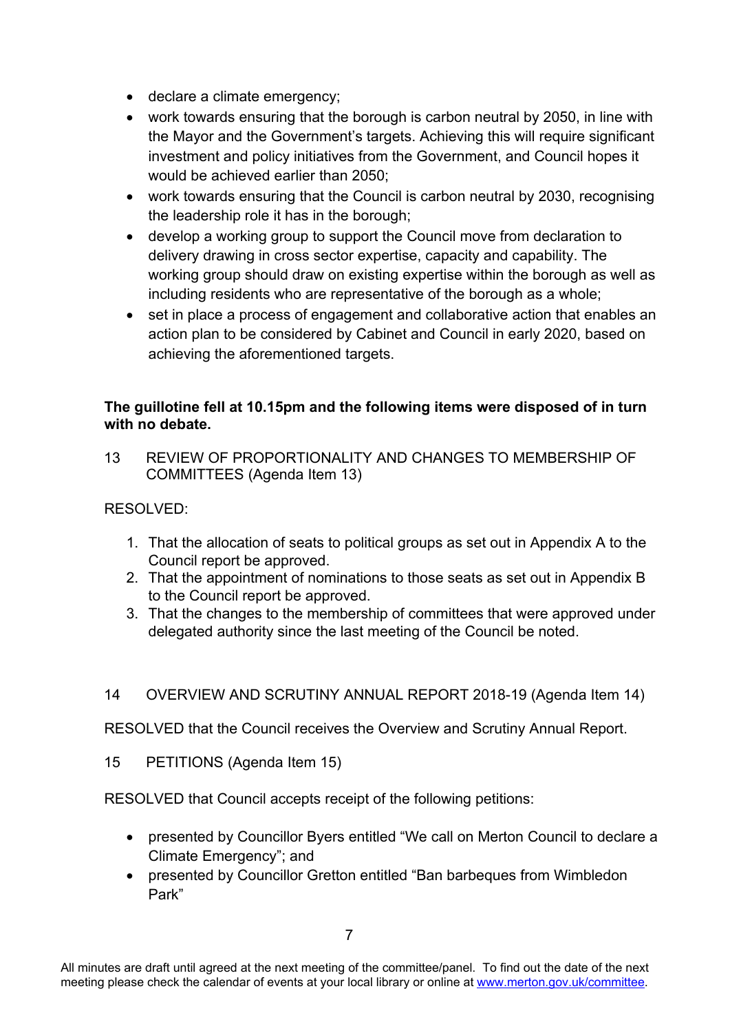- declare a climate emergency;
- work towards ensuring that the borough is carbon neutral by 2050, in line with the Mayor and the Government's targets. Achieving this will require significant investment and policy initiatives from the Government, and Council hopes it would be achieved earlier than 2050;
- work towards ensuring that the Council is carbon neutral by 2030, recognising the leadership role it has in the borough;
- develop a working group to support the Council move from declaration to delivery drawing in cross sector expertise, capacity and capability. The working group should draw on existing expertise within the borough as well as including residents who are representative of the borough as a whole;
- set in place a process of engagement and collaborative action that enables an action plan to be considered by Cabinet and Council in early 2020, based on achieving the aforementioned targets.

**The guillotine fell at 10.15pm and the following items were disposed of in turn with no debate.**

13 REVIEW OF PROPORTIONALITY AND CHANGES TO MEMBERSHIP OF COMMITTEES (Agenda Item 13)

RESOLVED:

1. That the allocation of seats to political groups as set out in Appendix A to the Council report be approved.
2. That the appointment of nominations to those seats as set out in Appendix B to the Council report be approved.
3. That the changes to the membership of committees that were approved under delegated authority since the last meeting of the Council be noted.

14 OVERVIEW AND SCRUTINY ANNUAL REPORT 2018-19 (Agenda Item 14)

RESOLVED that the Council receives the Overview and Scrutiny Annual Report.

15 PETITIONS (Agenda Item 15)

RESOLVED that Council accepts receipt of the following petitions:

- presented by Councillor Byers entitled "We call on Merton Council to declare a Climate Emergency"; and
- presented by Councillor Gretton entitled "Ban barbeques from Wimbledon Park"

All minutes are draft until agreed at the next meeting of the committee/panel. To find out the date of the next meeting please check the calendar of events at your local library or online at www.merton.gov.uk/committee.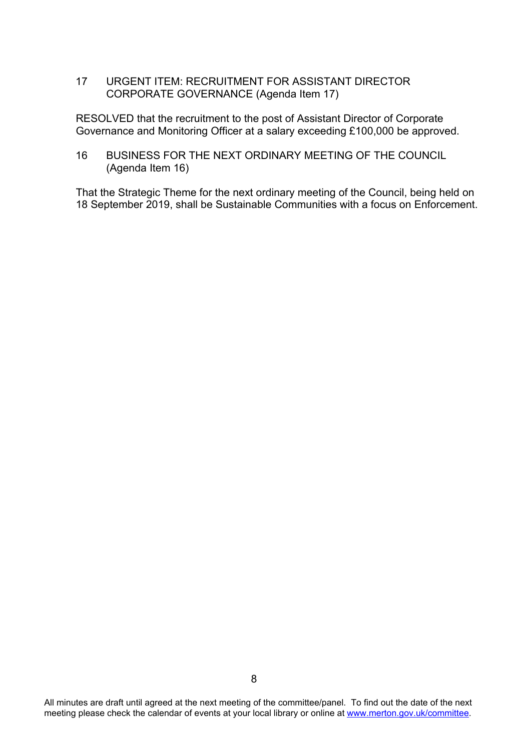## 17 URGENT ITEM: RECRUITMENT FOR ASSISTANT DIRECTOR CORPORATE GOVERNANCE (Agenda Item 17)

RESOLVED that the recruitment to the post of Assistant Director of Corporate Governance and Monitoring Officer at a salary exceeding £100,000 be approved.

## 16 BUSINESS FOR THE NEXT ORDINARY MEETING OF THE COUNCIL (Agenda Item 16)

That the Strategic Theme for the next ordinary meeting of the Council, being held on 18 September 2019, shall be Sustainable Communities with a focus on Enforcement.

All minutes are draft until agreed at the next meeting of the committee/panel. To find out the date of the next meeting please check the calendar of events at your local library or online at www.merton.gov.uk/committee.